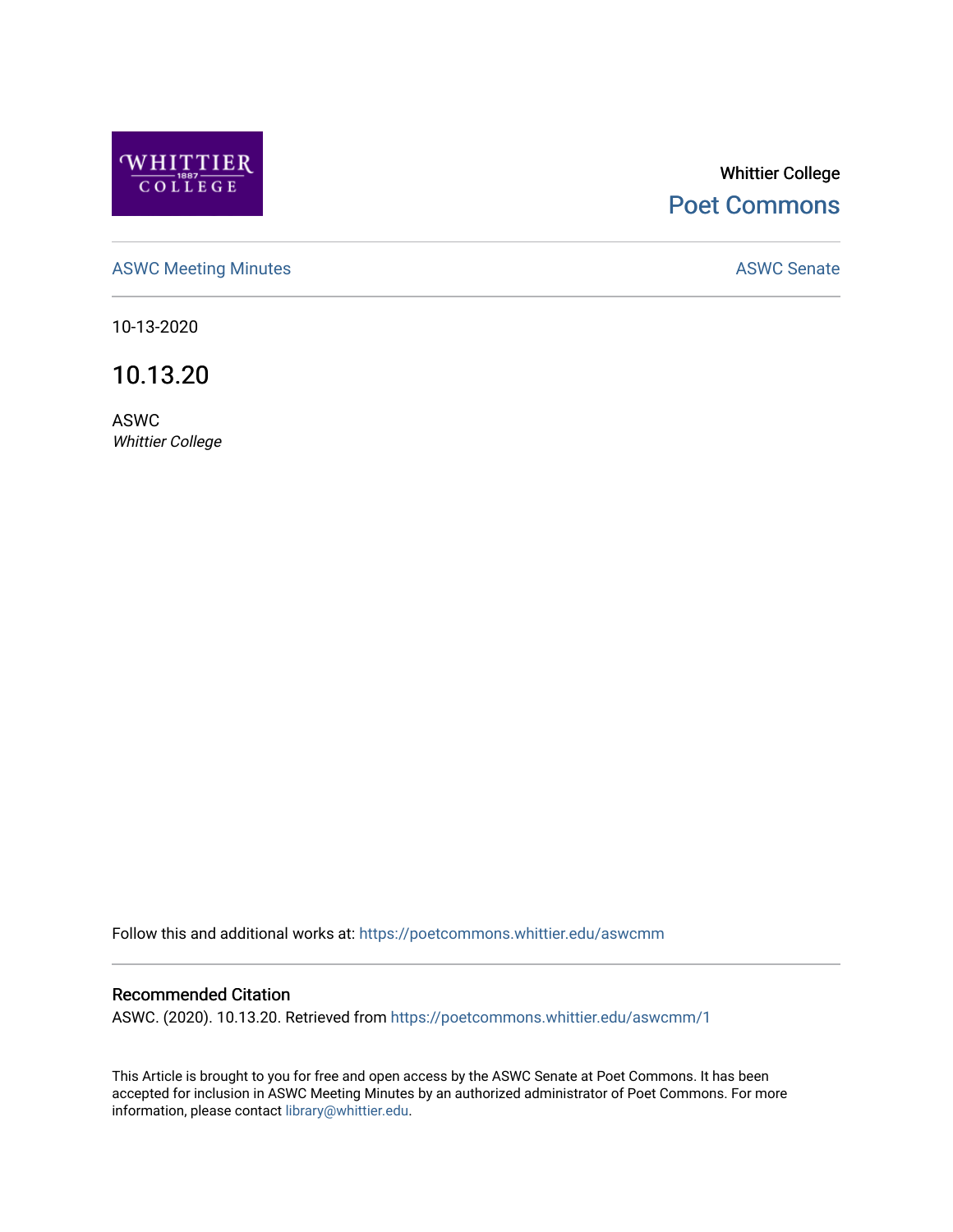Whittier College

Poet Commons

ASWC Meeting Minutes

ASWC Senate

10-13-2020

# 10.13.20

ASWC

*Whittier College*

Follow this and additional works at: https://poetcommons.whittier.edu/aswcmm

## Recommended Citation

ASWC. (2020). 10.13.20. Retrieved from https://poetcommons.whittier.edu/aswcmm/1

This Article is brought to you for free and open access by the ASWC Senate at Poet Commons. It has been accepted for inclusion in ASWC Meeting Minutes by an authorized administrator of Poet Commons. For more information, please contact library@whittier.edu.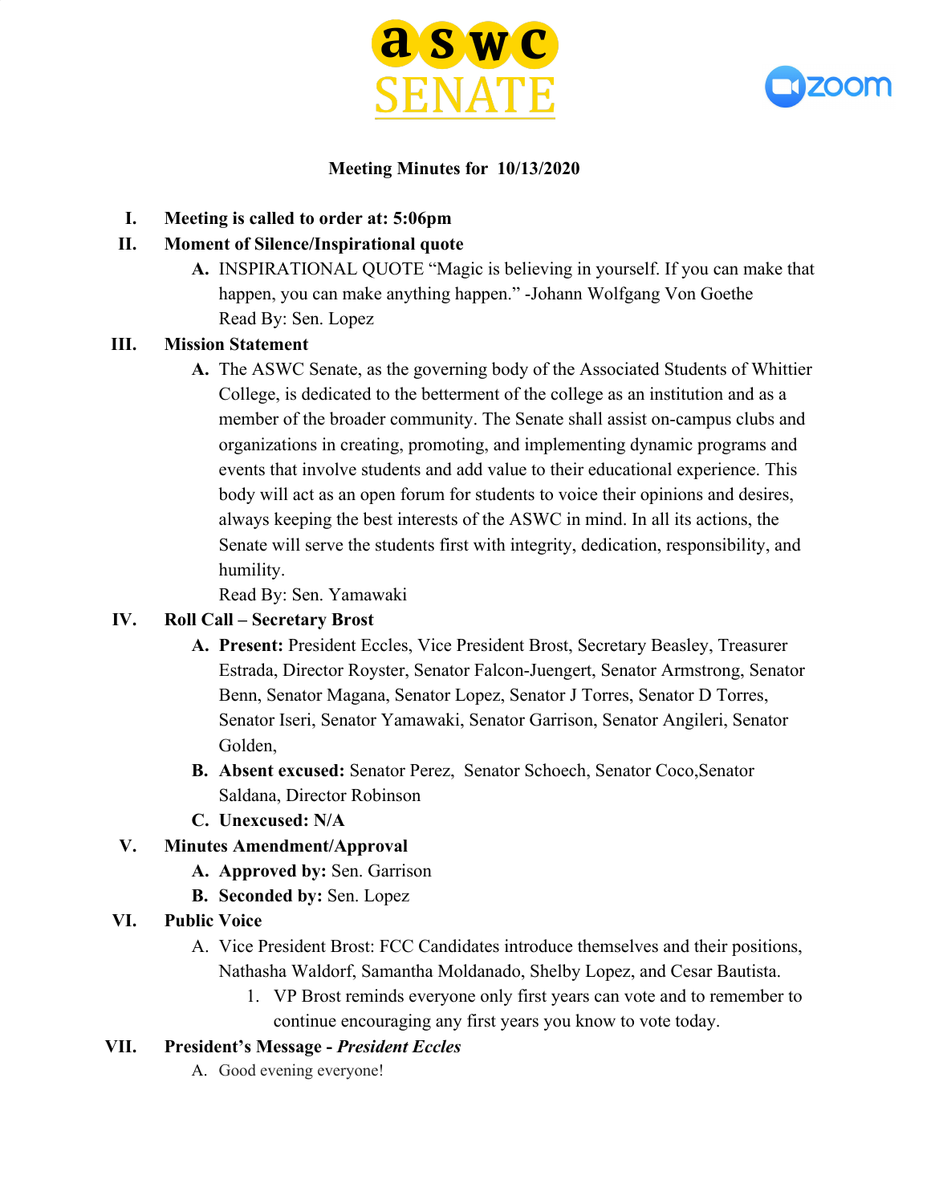**Meeting Minutes for 10/13/2020**

I. **Meeting is called to order at: 5:06pm**

II. **Moment of Silence/Inspirational quote**

   A. INSPIRATIONAL QUOTE "Magic is believing in yourself. If you can make that happen, you can make anything happen." -Johann Wolfgang Von Goethe
   Read By: Sen. Lopez

III. **Mission Statement**

   A. The ASWC Senate, as the governing body of the Associated Students of Whittier College, is dedicated to the betterment of the college as an institution and as a member of the broader community. The Senate shall assist on-campus clubs and organizations in creating, promoting, and implementing dynamic programs and events that involve students and add value to their educational experience. This body will act as an open forum for students to voice their opinions and desires, always keeping the best interests of the ASWC in mind. In all its actions, the Senate will serve the students first with integrity, dedication, responsibility, and humility.
   Read By: Sen. Yamawaki

IV. **Roll Call – Secretary Brost**

   A. **Present:** President Eccles, Vice President Brost, Secretary Beasley, Treasurer Estrada, Director Royster, Senator Falcon-Juengert, Senator Armstrong, Senator Benn, Senator Magana, Senator Lopez, Senator J Torres, Senator D Torres, Senator Iseri, Senator Yamawaki, Senator Garrison, Senator Angileri, Senator Golden,

   B. **Absent excused:** Senator Perez, Senator Schoech, Senator Coco,Senator Saldana, Director Robinson

   C. **Unexcused: N/A**

V. **Minutes Amendment/Approval**

   A. **Approved by:** Sen. Garrison

   B. **Seconded by:** Sen. Lopez

VI. **Public Voice**

   A. Vice President Brost: FCC Candidates introduce themselves and their positions, Nathasha Waldorf, Samantha Moldanado, Shelby Lopez, and Cesar Bautista.

      1. VP Brost reminds everyone only first years can vote and to remember to continue encouraging any first years you know to vote today.

VII. **President's Message -** ***President Eccles***

   A. Good evening everyone!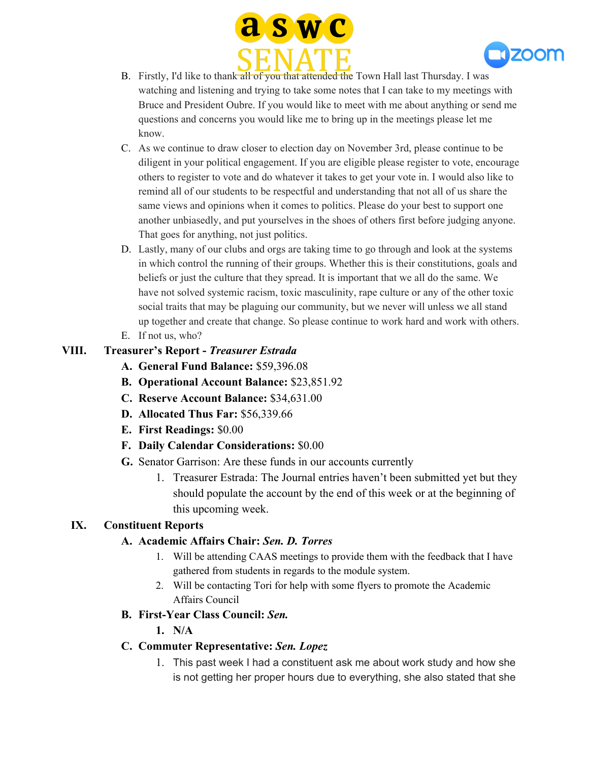B. Firstly, I'd like to thank all of you that attended the Town Hall last Thursday. I was watching and listening and trying to take some notes that I can take to my meetings with Bruce and President Oubre. If you would like to meet with me about anything or send me questions and concerns you would like me to bring up in the meetings please let me know.

C. As we continue to draw closer to election day on November 3rd, please continue to be diligent in your political engagement. If you are eligible please register to vote, encourage others to register to vote and do whatever it takes to get your vote in. I would also like to remind all of our students to be respectful and understanding that not all of us share the same views and opinions when it comes to politics. Please do your best to support one another unbiasedly, and put yourselves in the shoes of others first before judging anyone. That goes for anything, not just politics.

D. Lastly, many of our clubs and orgs are taking time to go through and look at the systems in which control the running of their groups. Whether this is their constitutions, goals and beliefs or just the culture that they spread. It is important that we all do the same. We have not solved systemic racism, toxic masculinity, rape culture or any of the other toxic social traits that may be plaguing our community, but we never will unless we all stand up together and create that change. So please continue to work hard and work with others.

E. If not us, who?

## VIII. Treasurer's Report - *Treasurer Estrada*

A. **General Fund Balance:** $59,396.08

B. **Operational Account Balance:** $23,851.92

C. **Reserve Account Balance:** $34,631.00

D. **Allocated Thus Far:** $56,339.66

E. **First Readings:** $0.00

F. **Daily Calendar Considerations:** $0.00

G. Senator Garrison: Are these funds in our accounts currently

1. Treasurer Estrada: The Journal entries haven't been submitted yet but they should populate the account by the end of this week or at the beginning of this upcoming week.

## IX. Constituent Reports

### A. Academic Affairs Chair: *Sen. D. Torres*

1. Will be attending CAAS meetings to provide them with the feedback that I have gathered from students in regards to the module system.
2. Will be contacting Tori for help with some flyers to promote the Academic Affairs Council

### B. First-Year Class Council: *Sen.*

1. **N/A**

### C. Commuter Representative: *Sen. Lopez*

1. This past week I had a constituent ask me about work study and how she is not getting her proper hours due to everything, she also stated that she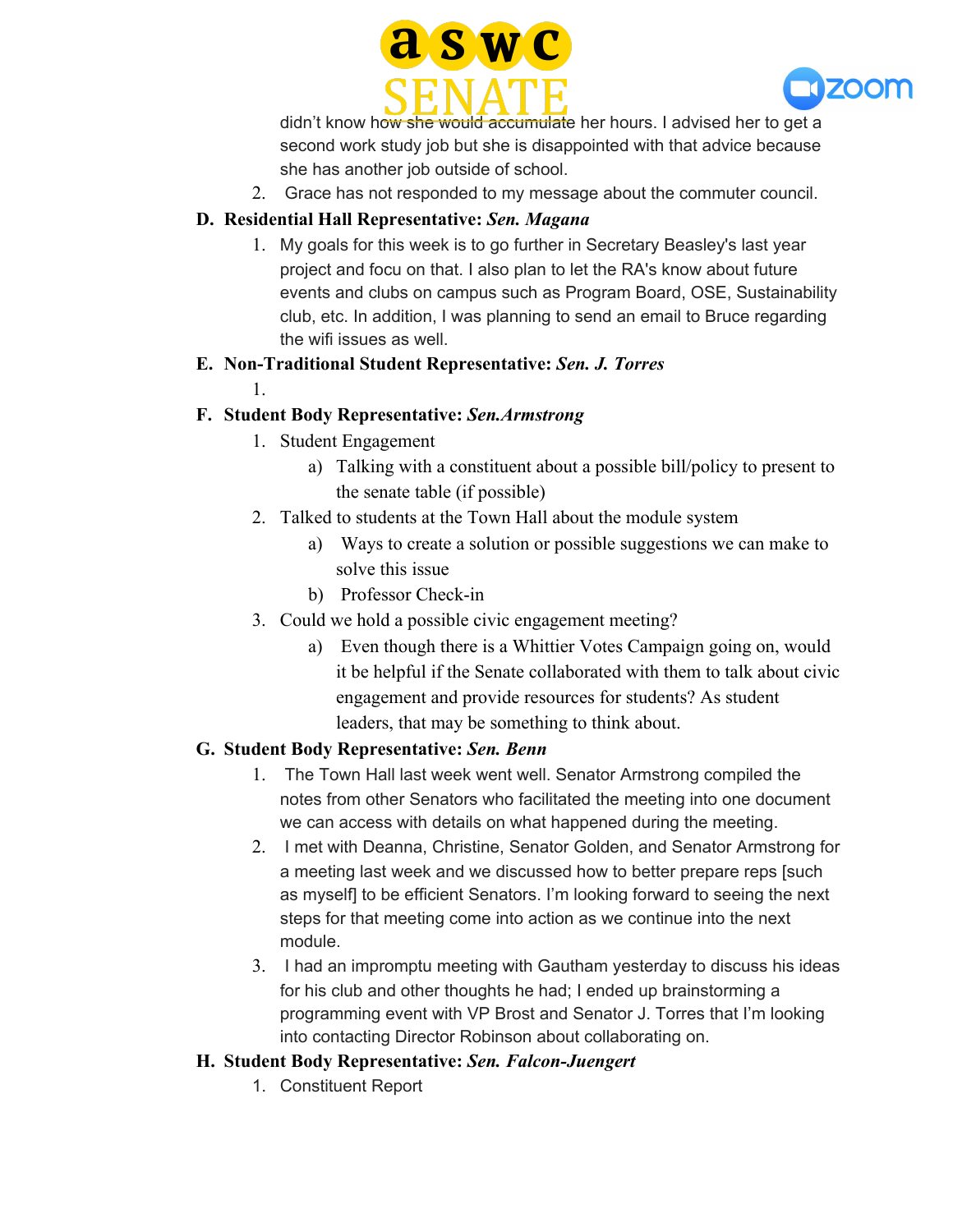didn't know how she would accumulate her hours. I advised her to get a second work study job but she is disappointed with that advice because she has another job outside of school.

2. Grace has not responded to my message about the commuter council.

**D. Residential Hall Representative: *Sen. Magana***

1. My goals for this week is to go further in Secretary Beasley's last year project and focu on that. I also plan to let the RA's know about future events and clubs on campus such as Program Board, OSE, Sustainability club, etc. In addition, I was planning to send an email to Bruce regarding the wifi issues as well.

**E. Non-Traditional Student Representative: *Sen. J. Torres***

1.

**F. Student Body Representative: *Sen.Armstrong***

1. Student Engagement
    a) Talking with a constituent about a possible bill/policy to present to the senate table (if possible)
2. Talked to students at the Town Hall about the module system
    a) Ways to create a solution or possible suggestions we can make to solve this issue
    b) Professor Check-in
3. Could we hold a possible civic engagement meeting?
    a) Even though there is a Whittier Votes Campaign going on, would it be helpful if the Senate collaborated with them to talk about civic engagement and provide resources for students? As student leaders, that may be something to think about.

**G. Student Body Representative: *Sen. Benn***

1. The Town Hall last week went well. Senator Armstrong compiled the notes from other Senators who facilitated the meeting into one document we can access with details on what happened during the meeting.
2. I met with Deanna, Christine, Senator Golden, and Senator Armstrong for a meeting last week and we discussed how to better prepare reps [such as myself] to be efficient Senators. I'm looking forward to seeing the next steps for that meeting come into action as we continue into the next module.
3. I had an impromptu meeting with Gautham yesterday to discuss his ideas for his club and other thoughts he had; I ended up brainstorming a programming event with VP Brost and Senator J. Torres that I'm looking into contacting Director Robinson about collaborating on.

**H. Student Body Representative: *Sen. Falcon-Juengert***

1. Constituent Report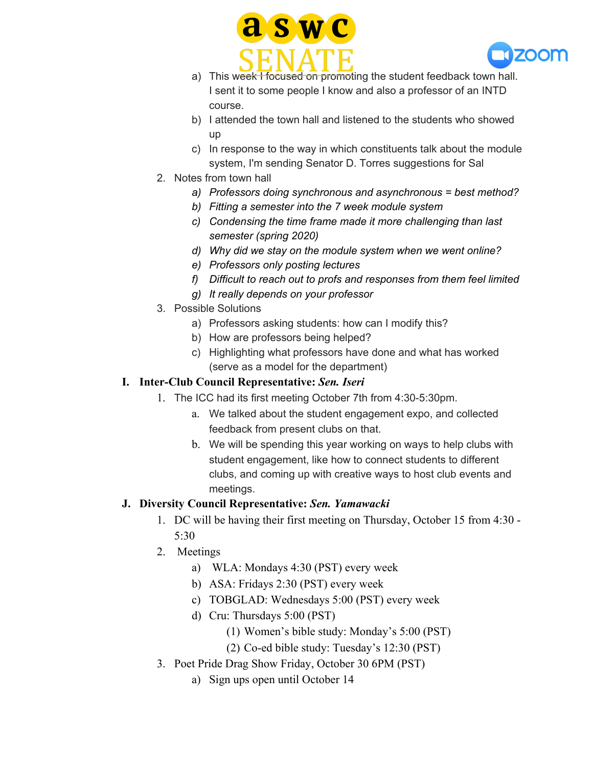a) This week I focused on promoting the student feedback town hall. I sent it to some people I know and also a professor of an INTD course.
b) I attended the town hall and listened to the students who showed up
c) In response to the way in which constituents talk about the module system, I'm sending Senator D. Torres suggestions for Sal

2. Notes from town hall
    a) *Professors doing synchronous and asynchronous = best method?*
    b) *Fitting a semester into the 7 week module system*
    c) *Condensing the time frame made it more challenging than last semester (spring 2020)*
    d) *Why did we stay on the module system when we went online?*
    e) *Professors only posting lectures*
    f) *Difficult to reach out to profs and responses from them feel limited*
    g) *It really depends on your professor*
3. Possible Solutions
    a) Professors asking students: how can I modify this?
    b) How are professors being helped?
    c) Highlighting what professors have done and what has worked (serve as a model for the department)

**I. Inter-Club Council Representative: *Sen. Iseri***

1. The ICC had its first meeting October 7th from 4:30-5:30pm.
    a. We talked about the student engagement expo, and collected feedback from present clubs on that.
    b. We will be spending this year working on ways to help clubs with student engagement, like how to connect students to different clubs, and coming up with creative ways to host club events and meetings.

**J. Diversity Council Representative: *Sen. Yamawacki***

1. DC will be having their first meeting on Thursday, October 15 from 4:30 - 5:30
2. Meetings
    a) WLA: Mondays 4:30 (PST) every week
    b) ASA: Fridays 2:30 (PST) every week
    c) TOBGLAD: Wednesdays 5:00 (PST) every week
    d) Cru: Thursdays 5:00 (PST)
        (1) Women's bible study: Monday's 5:00 (PST)
        (2) Co-ed bible study: Tuesday's 12:30 (PST)
3. Poet Pride Drag Show Friday, October 30 6PM (PST)
    a) Sign ups open until October 14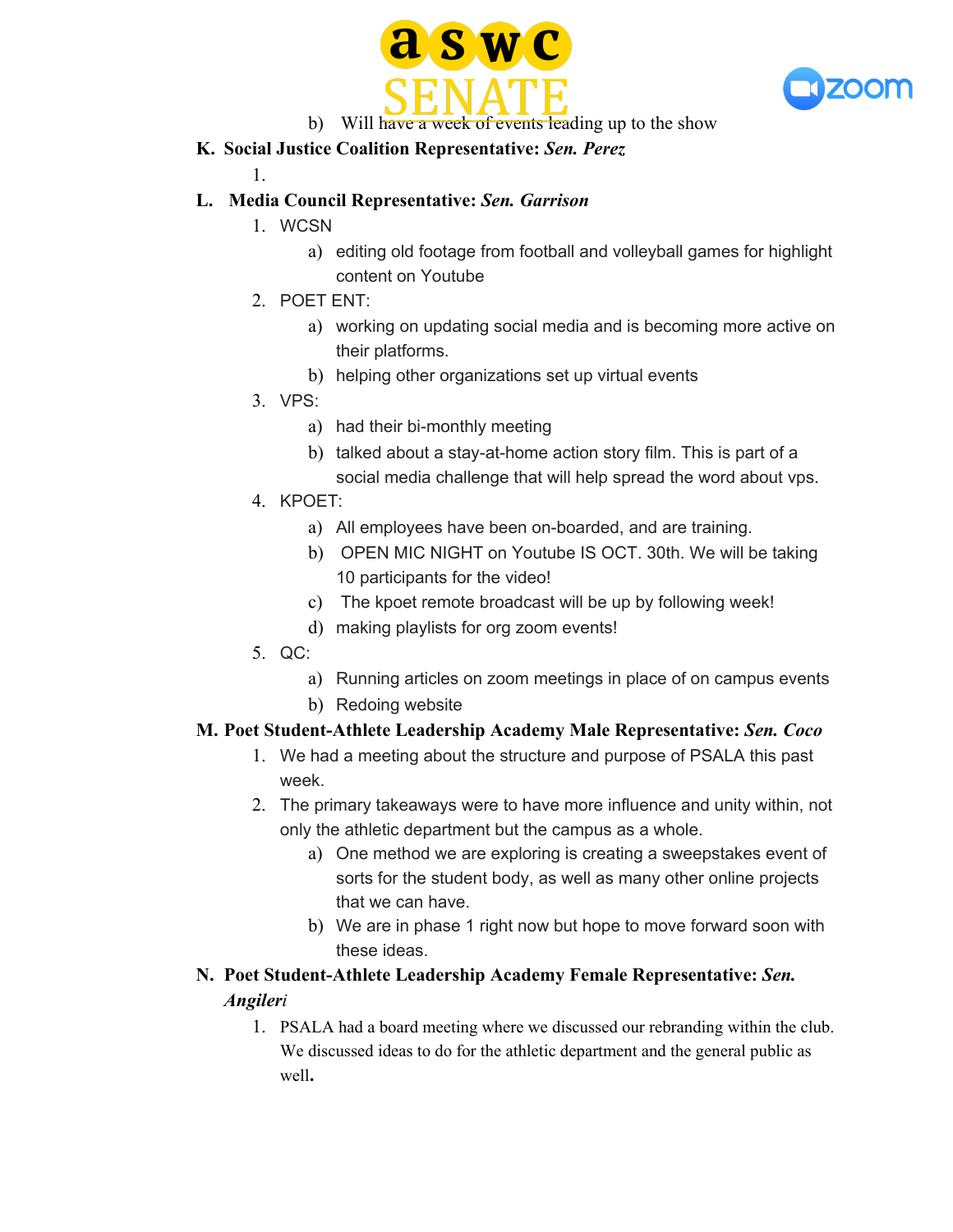b) Will have a week of events leading up to the show

**K. Social Justice Coalition Representative: *Sen. Perez***

1.

**L. Media Council Representative: *Sen. Garrison***

1. WCSN
   a) editing old footage from football and volleyball games for highlight content on Youtube
2. POET ENT:
   a) working on updating social media and is becoming more active on their platforms.
   b) helping other organizations set up virtual events
3. VPS:
   a) had their bi-monthly meeting
   b) talked about a stay-at-home action story film. This is part of a social media challenge that will help spread the word about vps.
4. KPOET:
   a) All employees have been on-boarded, and are training.
   b) OPEN MIC NIGHT on Youtube IS OCT. 30th. We will be taking 10 participants for the video!
   c) The kpoet remote broadcast will be up by following week!
   d) making playlists for org zoom events!
5. QC:
   a) Running articles on zoom meetings in place of on campus events
   b) Redoing website

**M. Poet Student-Athlete Leadership Academy Male Representative: *Sen. Coco***

1. We had a meeting about the structure and purpose of PSALA this past week.
2. The primary takeaways were to have more influence and unity within, not only the athletic department but the campus as a whole.
   a) One method we are exploring is creating a sweepstakes event of sorts for the student body, as well as many other online projects that we can have.
   b) We are in phase 1 right now but hope to move forward soon with these ideas.

**N. Poet Student-Athlete Leadership Academy Female Representative: *Sen. Angileri***

1. PSALA had a board meeting where we discussed our rebranding within the club. We discussed ideas to do for the athletic department and the general public as well.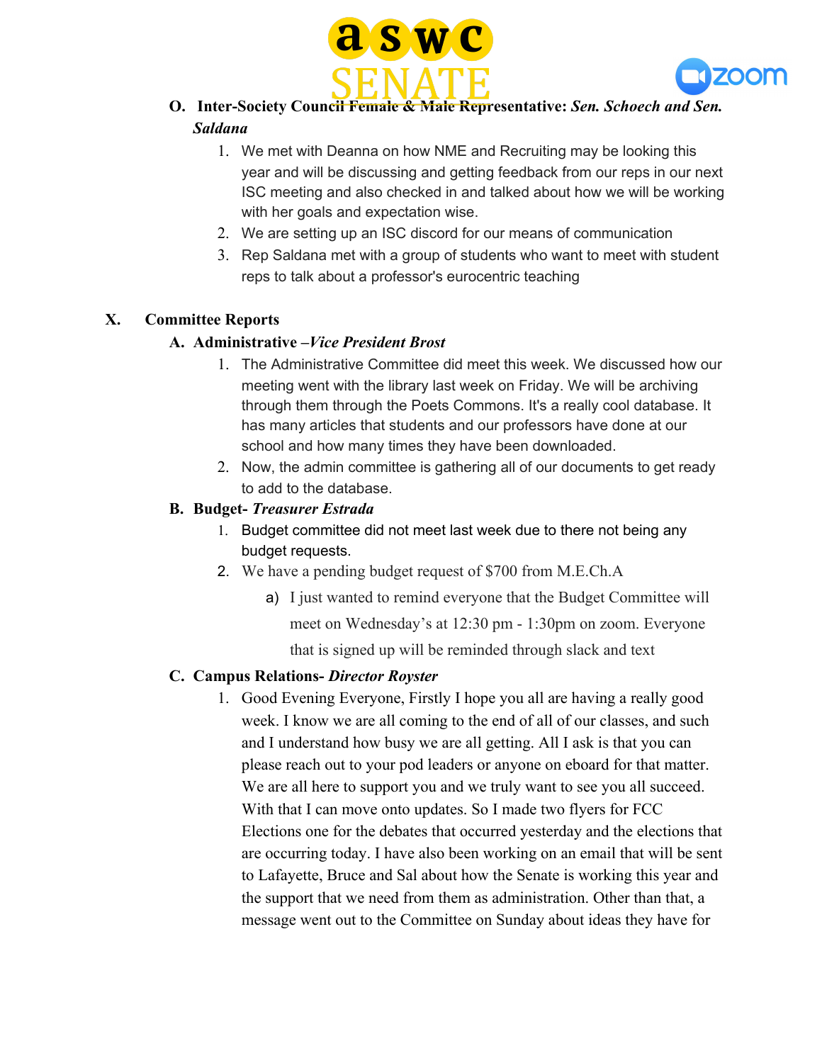**O. Inter-Society Council Female & Male Representative:** ***Sen. Schoech and Sen. Saldana***

1. We met with Deanna on how NME and Recruiting may be looking this year and will be discussing and getting feedback from our reps in our next ISC meeting and also checked in and talked about how we will be working with her goals and expectation wise.
2. We are setting up an ISC discord for our means of communication
3. Rep Saldana met with a group of students who want to meet with student reps to talk about a professor's eurocentric teaching

## X. Committee Reports

**A. Administrative –*Vice President Brost***

1. The Administrative Committee did meet this week. We discussed how our meeting went with the library last week on Friday. We will be archiving through them through the Poets Commons. It's a really cool database. It has many articles that students and our professors have done at our school and how many times they have been downloaded.
2. Now, the admin committee is gathering all of our documents to get ready to add to the database.

**B. Budget- *Treasurer Estrada***

1. Budget committee did not meet last week due to there not being any budget requests.
2. We have a pending budget request of $700 from M.E.Ch.A
   a) I just wanted to remind everyone that the Budget Committee will meet on Wednesday's at 12:30 pm - 1:30pm on zoom. Everyone that is signed up will be reminded through slack and text

**C. Campus Relations- *Director Royster***

1. Good Evening Everyone, Firstly I hope you all are having a really good week. I know we are all coming to the end of all of our classes, and such and I understand how busy we are all getting. All I ask is that you can please reach out to your pod leaders or anyone on eboard for that matter. We are all here to support you and we truly want to see you all succeed. With that I can move onto updates. So I made two flyers for FCC Elections one for the debates that occurred yesterday and the elections that are occurring today. I have also been working on an email that will be sent to Lafayette, Bruce and Sal about how the Senate is working this year and the support that we need from them as administration. Other than that, a message went out to the Committee on Sunday about ideas they have for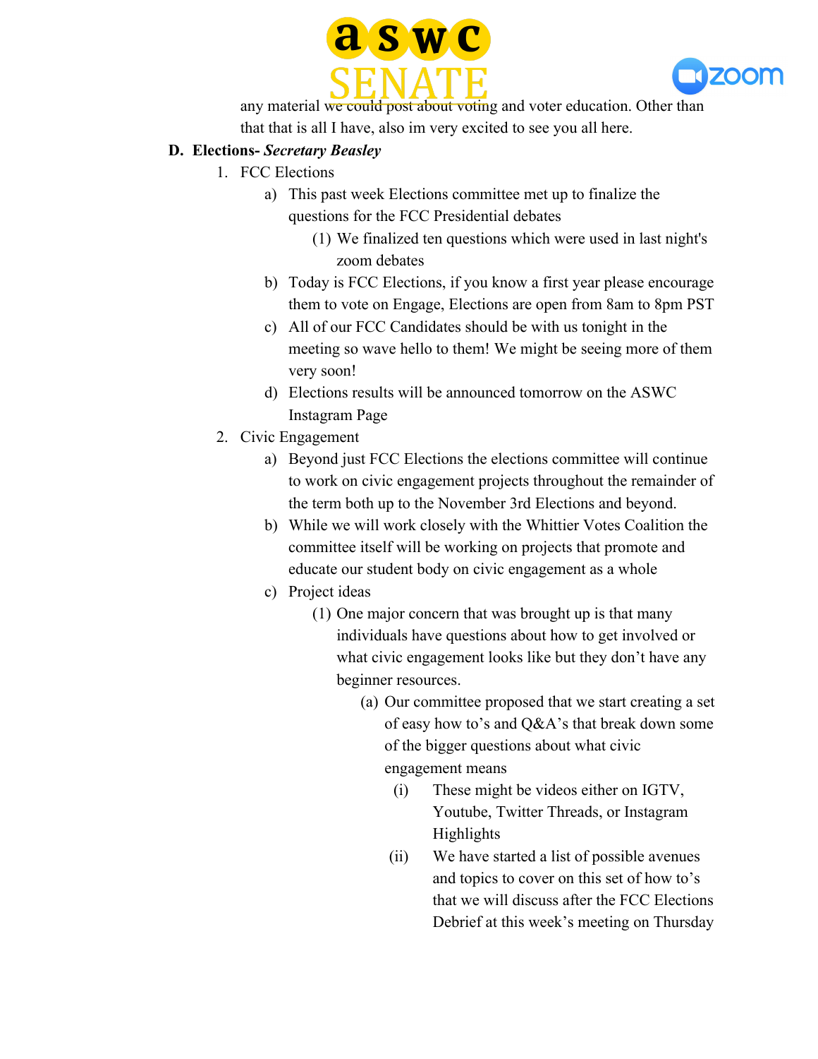any material we could post about voting and voter education. Other than that that is all I have, also im very excited to see you all here.

**D. Elections- *Secretary Beasley***

1. FCC Elections
    a) This past week Elections committee met up to finalize the questions for the FCC Presidential debates
        (1) We finalized ten questions which were used in last night's zoom debates
    b) Today is FCC Elections, if you know a first year please encourage them to vote on Engage, Elections are open from 8am to 8pm PST
    c) All of our FCC Candidates should be with us tonight in the meeting so wave hello to them! We might be seeing more of them very soon!
    d) Elections results will be announced tomorrow on the ASWC Instagram Page
2. Civic Engagement
    a) Beyond just FCC Elections the elections committee will continue to work on civic engagement projects throughout the remainder of the term both up to the November 3rd Elections and beyond.
    b) While we will work closely with the Whittier Votes Coalition the committee itself will be working on projects that promote and educate our student body on civic engagement as a whole
    c) Project ideas
        (1) One major concern that was brought up is that many individuals have questions about how to get involved or what civic engagement looks like but they don't have any beginner resources.
            (a) Our committee proposed that we start creating a set of easy how to's and Q&A's that break down some of the bigger questions about what civic engagement means
                (i) These might be videos either on IGTV, Youtube, Twitter Threads, or Instagram Highlights
                (ii) We have started a list of possible avenues and topics to cover on this set of how to's that we will discuss after the FCC Elections Debrief at this week's meeting on Thursday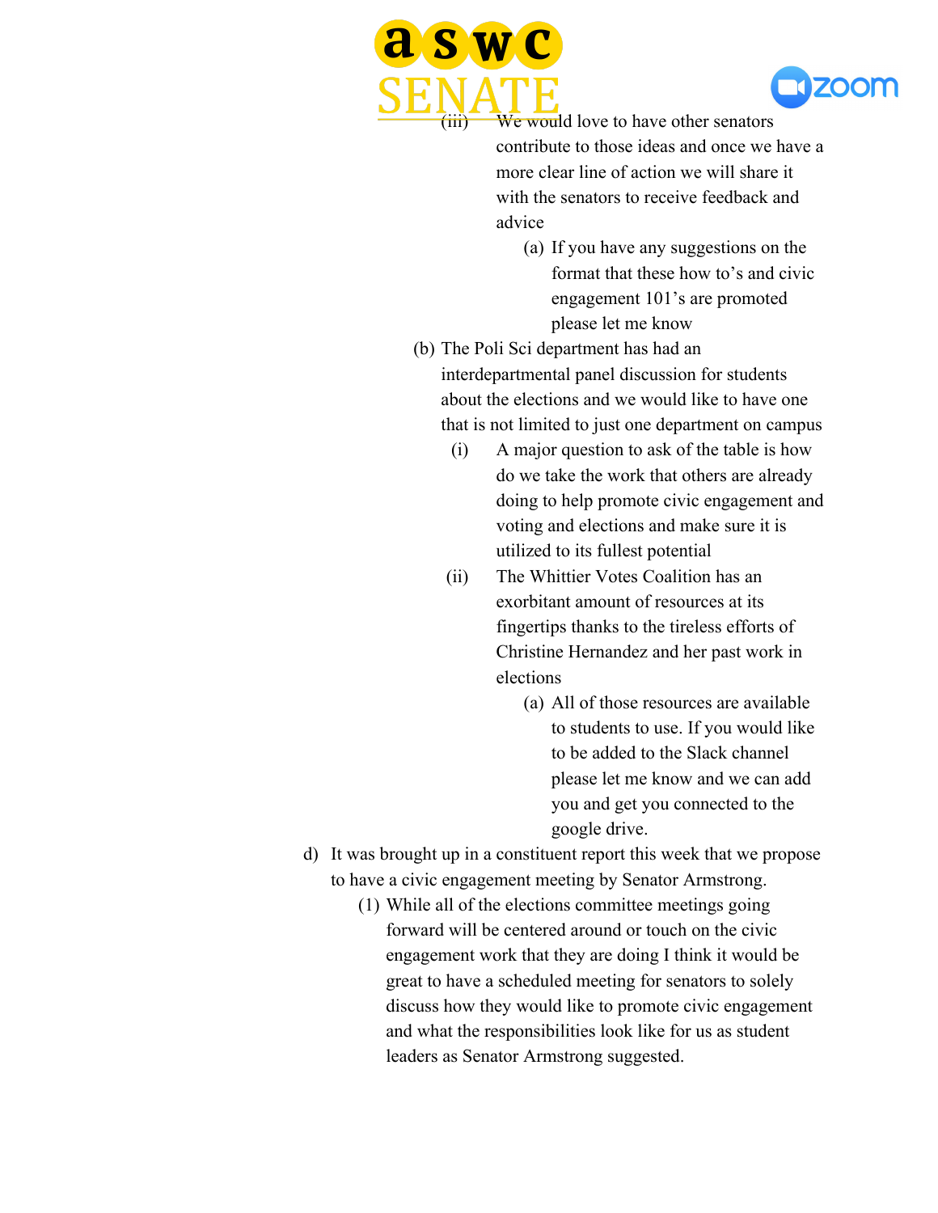(iii) We would love to have other senators contribute to those ideas and once we have a more clear line of action we will share it with the senators to receive feedback and advice

  (a) If you have any suggestions on the format that these how to's and civic engagement 101's are promoted please let me know

(b) The Poli Sci department has had an interdepartmental panel discussion for students about the elections and we would like to have one that is not limited to just one department on campus

  (i) A major question to ask of the table is how do we take the work that others are already doing to help promote civic engagement and voting and elections and make sure it is utilized to its fullest potential

  (ii) The Whittier Votes Coalition has an exorbitant amount of resources at its fingertips thanks to the tireless efforts of Christine Hernandez and her past work in elections

    (a) All of those resources are available to students to use. If you would like to be added to the Slack channel please let me know and we can add you and get you connected to the google drive.

d) It was brought up in a constituent report this week that we propose to have a civic engagement meeting by Senator Armstrong.

  (1) While all of the elections committee meetings going forward will be centered around or touch on the civic engagement work that they are doing I think it would be great to have a scheduled meeting for senators to solely discuss how they would like to promote civic engagement and what the responsibilities look like for us as student leaders as Senator Armstrong suggested.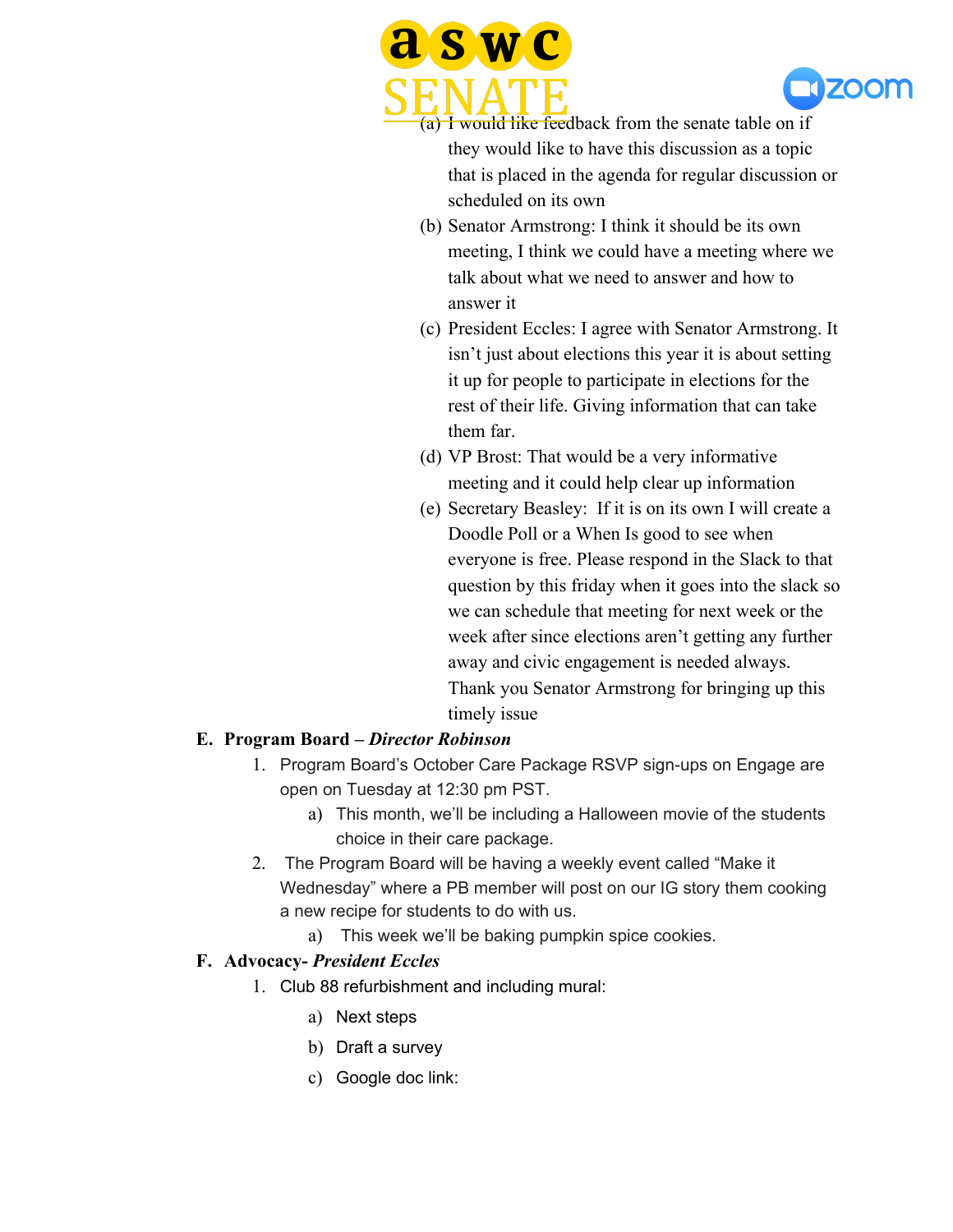(a) I would like feedback from the senate table on if they would like to have this discussion as a topic that is placed in the agenda for regular discussion or scheduled on its own

(b) Senator Armstrong: I think it should be its own meeting, I think we could have a meeting where we talk about what we need to answer and how to answer it

(c) President Eccles: I agree with Senator Armstrong. It isn't just about elections this year it is about setting it up for people to participate in elections for the rest of their life. Giving information that can take them far.

(d) VP Brost: That would be a very informative meeting and it could help clear up information

(e) Secretary Beasley: If it is on its own I will create a Doodle Poll or a When Is good to see when everyone is free. Please respond in the Slack to that question by this friday when it goes into the slack so we can schedule that meeting for next week or the week after since elections aren't getting any further away and civic engagement is needed always. Thank you Senator Armstrong for bringing up this timely issue

**E. Program Board – *Director Robinson***

1. Program Board's October Care Package RSVP sign-ups on Engage are open on Tuesday at 12:30 pm PST.
   a) This month, we'll be including a Halloween movie of the students choice in their care package.
2. The Program Board will be having a weekly event called "Make it Wednesday" where a PB member will post on our IG story them cooking a new recipe for students to do with us.
   a) This week we'll be baking pumpkin spice cookies.

**F. Advocacy- *President Eccles***

1. Club 88 refurbishment and including mural:
   a) Next steps
   b) Draft a survey
   c) Google doc link: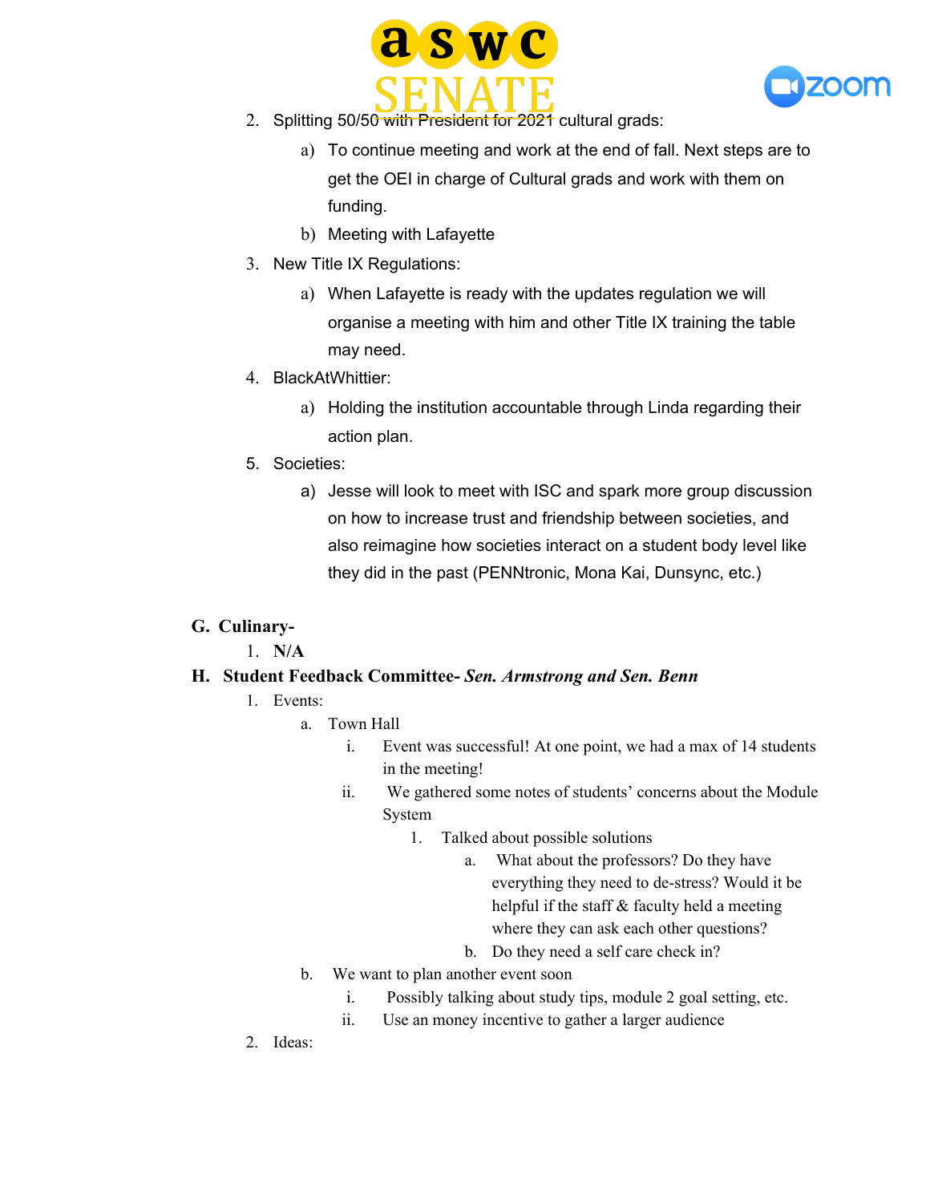2. Splitting 50/50 with President for 2021 cultural grads:
    a) To continue meeting and work at the end of fall. Next steps are to get the OEI in charge of Cultural grads and work with them on funding.
    b) Meeting with Lafayette
3. New Title IX Regulations:
    a) When Lafayette is ready with the updates regulation we will organise a meeting with him and other Title IX training the table may need.
4. BlackAtWhittier:
    a) Holding the institution accountable through Linda regarding their action plan.
5. Societies:
    a) Jesse will look to meet with ISC and spark more group discussion on how to increase trust and friendship between societies, and also reimagine how societies interact on a student body level like they did in the past (PENNtronic, Mona Kai, Dunsync, etc.)

**G. Culinary-**

1. **N/A**

**H. Student Feedback Committee-** ***Sen. Armstrong and Sen. Benn***

1. Events:
    a. Town Hall
        i. Event was successful! At one point, we had a max of 14 students in the meeting!
        ii. We gathered some notes of students' concerns about the Module System
            1. Talked about possible solutions
                a. What about the professors? Do they have everything they need to de-stress? Would it be helpful if the staff & faculty held a meeting where they can ask each other questions?
                b. Do they need a self care check in?
    b. We want to plan another event soon
        i. Possibly talking about study tips, module 2 goal setting, etc.
        ii. Use an money incentive to gather a larger audience
2. Ideas: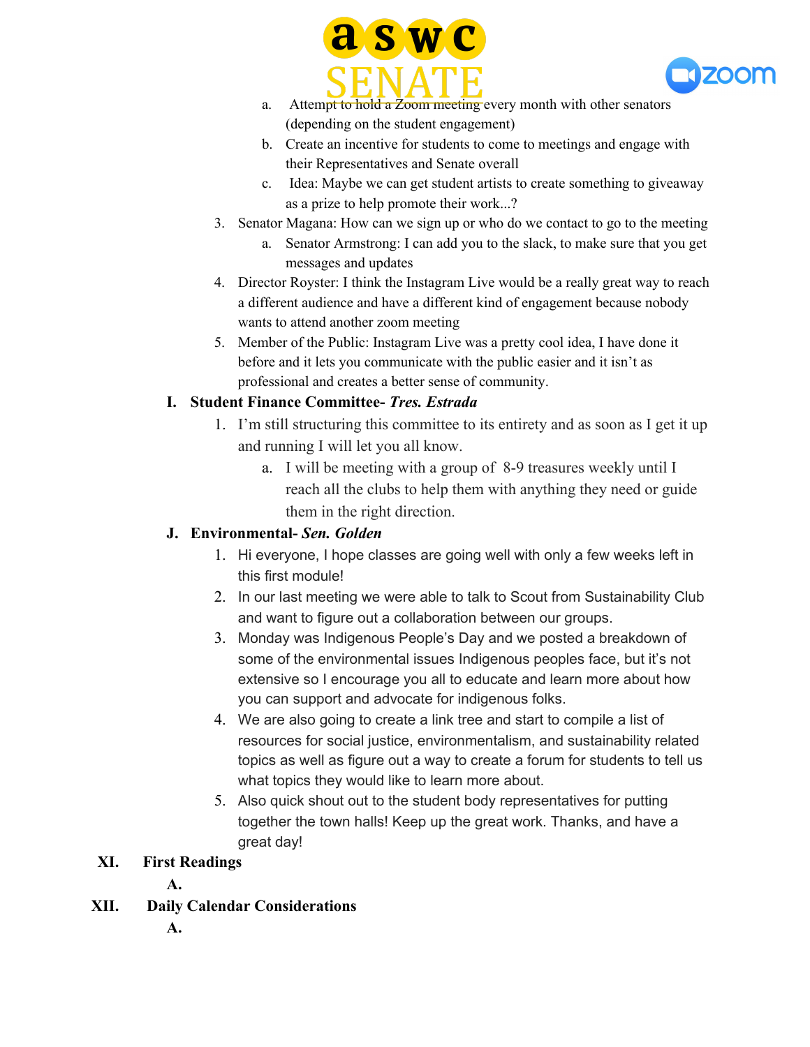a. Attempt to hold a Zoom meeting every month with other senators (depending on the student engagement)
b. Create an incentive for students to come to meetings and engage with their Representatives and Senate overall
c. Idea: Maybe we can get student artists to create something to giveaway as a prize to help promote their work...?

3. Senator Magana: How can we sign up or who do we contact to go to the meeting
   a. Senator Armstrong: I can add you to the slack, to make sure that you get messages and updates
4. Director Royster: I think the Instagram Live would be a really great way to reach a different audience and have a different kind of engagement because nobody wants to attend another zoom meeting
5. Member of the Public: Instagram Live was a pretty cool idea, I have done it before and it lets you communicate with the public easier and it isn't as professional and creates a better sense of community.

**I. Student Finance Committee- *Tres. Estrada***

1. I'm still structuring this committee to its entirety and as soon as I get it up and running I will let you all know.
   a. I will be meeting with a group of 8-9 treasures weekly until I reach all the clubs to help them with anything they need or guide them in the right direction.

**J. Environmental- *Sen. Golden***

1. Hi everyone, I hope classes are going well with only a few weeks left in this first module!
2. In our last meeting we were able to talk to Scout from Sustainability Club and want to figure out a collaboration between our groups.
3. Monday was Indigenous People's Day and we posted a breakdown of some of the environmental issues Indigenous peoples face, but it's not extensive so I encourage you all to educate and learn more about how you can support and advocate for indigenous folks.
4. We are also going to create a link tree and start to compile a list of resources for social justice, environmentalism, and sustainability related topics as well as figure out a way to create a forum for students to tell us what topics they would like to learn more about.
5. Also quick shout out to the student body representatives for putting together the town halls! Keep up the great work. Thanks, and have a great day!

## XI. First Readings

**A.**

## XII. Daily Calendar Considerations

**A.**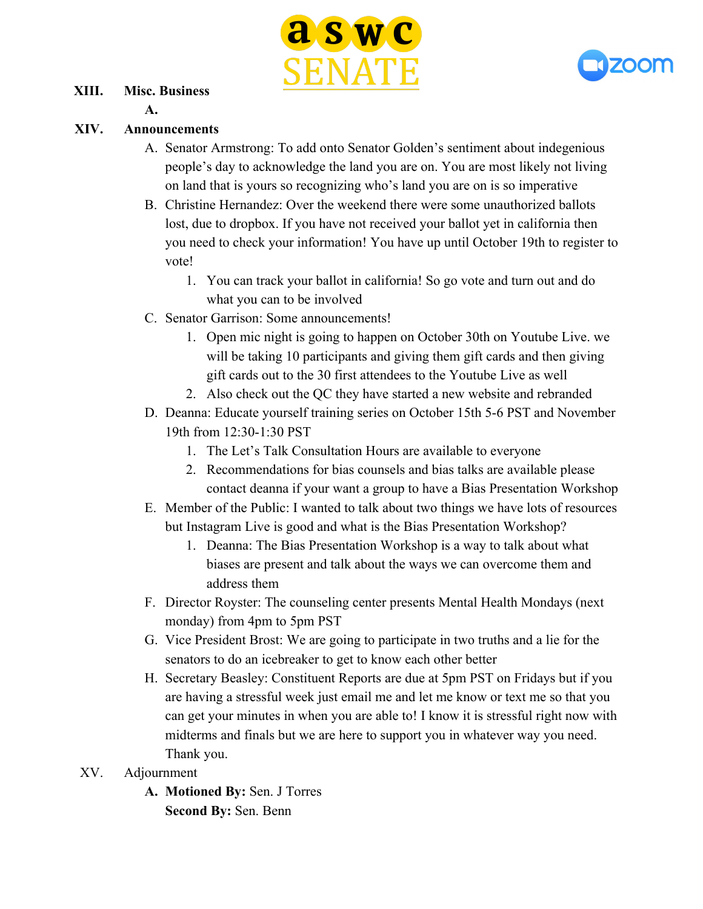**XIII. Misc. Business**

A.

**XIV. Announcements**

A. Senator Armstrong: To add onto Senator Golden's sentiment about indegenious people's day to acknowledge the land you are on. You are most likely not living on land that is yours so recognizing who's land you are on is so imperative

B. Christine Hernandez: Over the weekend there were some unauthorized ballots lost, due to dropbox. If you have not received your ballot yet in california then you need to check your information! You have up until October 19th to register to vote!

   1. You can track your ballot in california! So go vote and turn out and do what you can to be involved

C. Senator Garrison: Some announcements!

   1. Open mic night is going to happen on October 30th on Youtube Live. we will be taking 10 participants and giving them gift cards and then giving gift cards out to the 30 first attendees to the Youtube Live as well
   2. Also check out the QC they have started a new website and rebranded

D. Deanna: Educate yourself training series on October 15th 5-6 PST and November 19th from 12:30-1:30 PST

   1. The Let's Talk Consultation Hours are available to everyone
   2. Recommendations for bias counsels and bias talks are available please contact deanna if your want a group to have a Bias Presentation Workshop

E. Member of the Public: I wanted to talk about two things we have lots of resources but Instagram Live is good and what is the Bias Presentation Workshop?

   1. Deanna: The Bias Presentation Workshop is a way to talk about what biases are present and talk about the ways we can overcome them and address them

F. Director Royster: The counseling center presents Mental Health Mondays (next monday) from 4pm to 5pm PST

G. Vice President Brost: We are going to participate in two truths and a lie for the senators to do an icebreaker to get to know each other better

H. Secretary Beasley: Constituent Reports are due at 5pm PST on Fridays but if you are having a stressful week just email me and let me know or text me so that you can get your minutes in when you are able to! I know it is stressful right now with midterms and finals but we are here to support you in whatever way you need. Thank you.

XV. Adjournment

A. **Motioned By:** Sen. J Torres
   **Second By:** Sen. Benn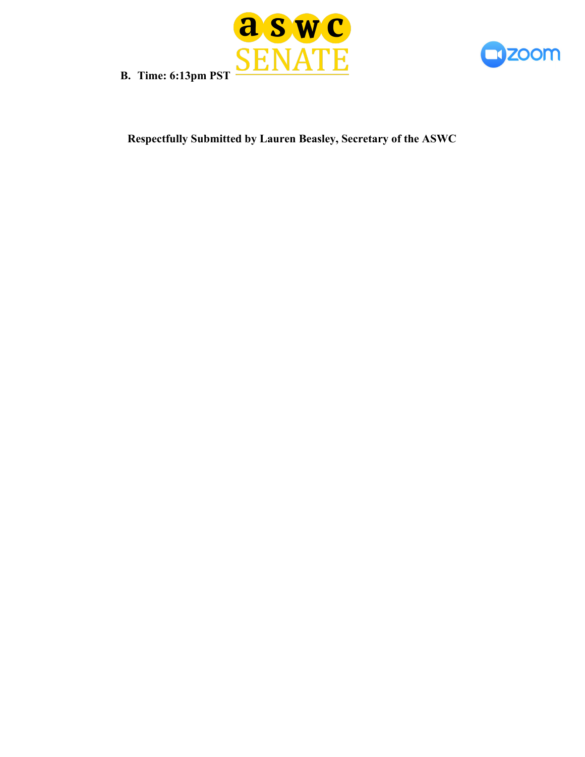B. Time: 6:13pm PST

**Respectfully Submitted by Lauren Beasley, Secretary of the ASWC**